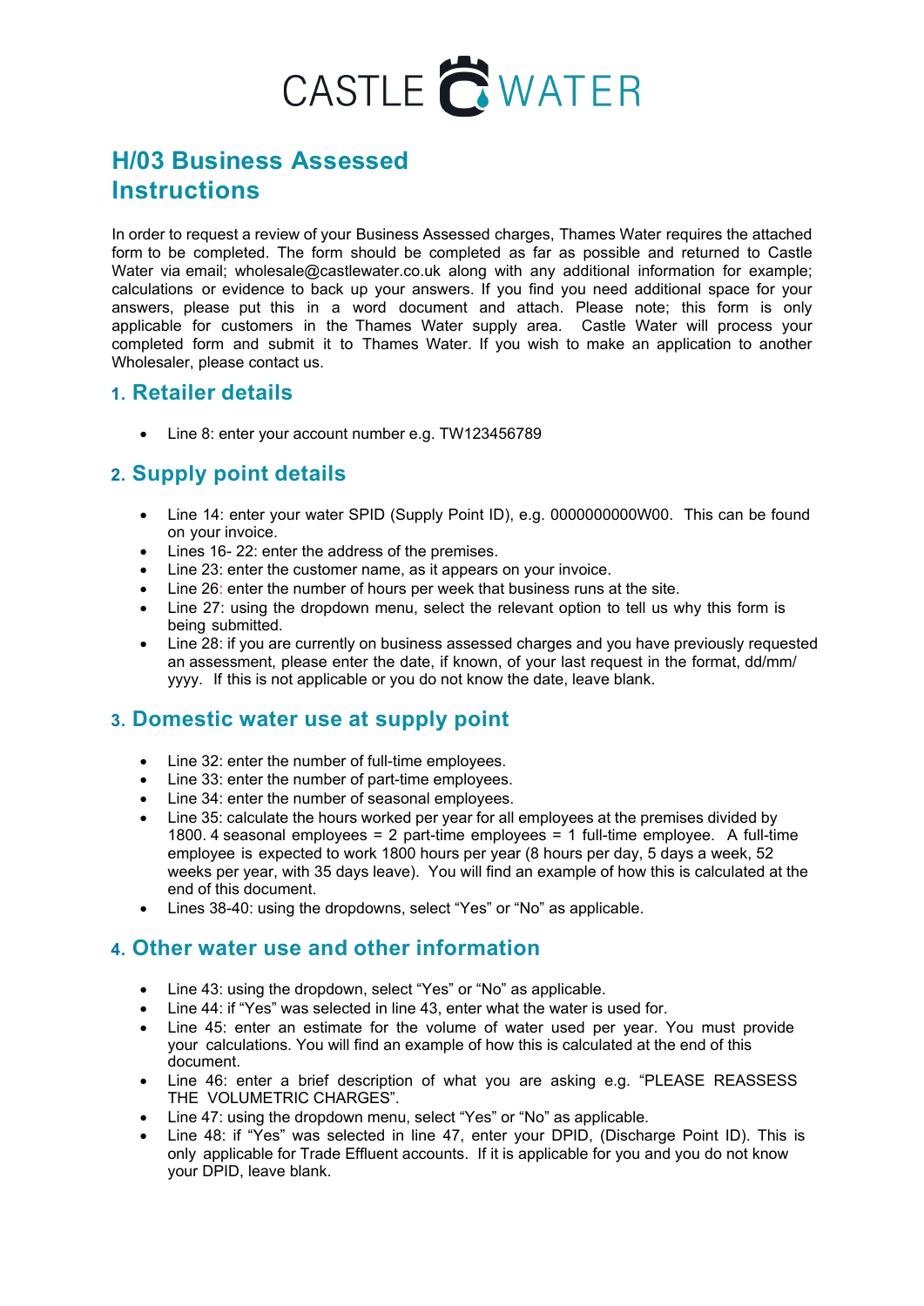CASTLE WATER

# H/03 Business Assessed Instructions

In order to request a review of your Business Assessed charges, Thames Water requires the attached form to be completed. The form should be completed as far as possible and returned to Castle Water via email; wholesale@castlewater.co.uk along with any additional information for example; calculations or evidence to back up your answers. If you find you need additional space for your answers, please put this in a word document and attach. Please note; this form is only applicable for customers in the Thames Water supply area. Castle Water will process your completed form and submit it to Thames Water. If you wish to make an application to another Wholesaler, please contact us.

## 1. Retailer details

- Line 8: enter your account number e.g. TW123456789

## 2. Supply point details

- Line 14: enter your water SPID (Supply Point ID), e.g. 0000000000W00. This can be found on your invoice.
- Lines 16- 22: enter the address of the premises.
- Line 23: enter the customer name, as it appears on your invoice.
- Line 26: enter the number of hours per week that business runs at the site.
- Line 27: using the dropdown menu, select the relevant option to tell us why this form is being submitted.
- Line 28: if you are currently on business assessed charges and you have previously requested an assessment, please enter the date, if known, of your last request in the format, dd/mm/yyyy. If this is not applicable or you do not know the date, leave blank.

## 3. Domestic water use at supply point

- Line 32: enter the number of full-time employees.
- Line 33: enter the number of part-time employees.
- Line 34: enter the number of seasonal employees.
- Line 35: calculate the hours worked per year for all employees at the premises divided by 1800. 4 seasonal employees = 2 part-time employees = 1 full-time employee. A full-time employee is expected to work 1800 hours per year (8 hours per day, 5 days a week, 52 weeks per year, with 35 days leave). You will find an example of how this is calculated at the end of this document.
- Lines 38-40: using the dropdowns, select "Yes" or "No" as applicable.

## 4. Other water use and other information

- Line 43: using the dropdown, select "Yes" or "No" as applicable.
- Line 44: if "Yes" was selected in line 43, enter what the water is used for.
- Line 45: enter an estimate for the volume of water used per year. You must provide your calculations. You will find an example of how this is calculated at the end of this document.
- Line 46: enter a brief description of what you are asking e.g. "PLEASE REASSESS THE VOLUMETRIC CHARGES".
- Line 47: using the dropdown menu, select "Yes" or "No" as applicable.
- Line 48: if "Yes" was selected in line 47, enter your DPID, (Discharge Point ID). This is only applicable for Trade Effluent accounts. If it is applicable for you and you do not know your DPID, leave blank.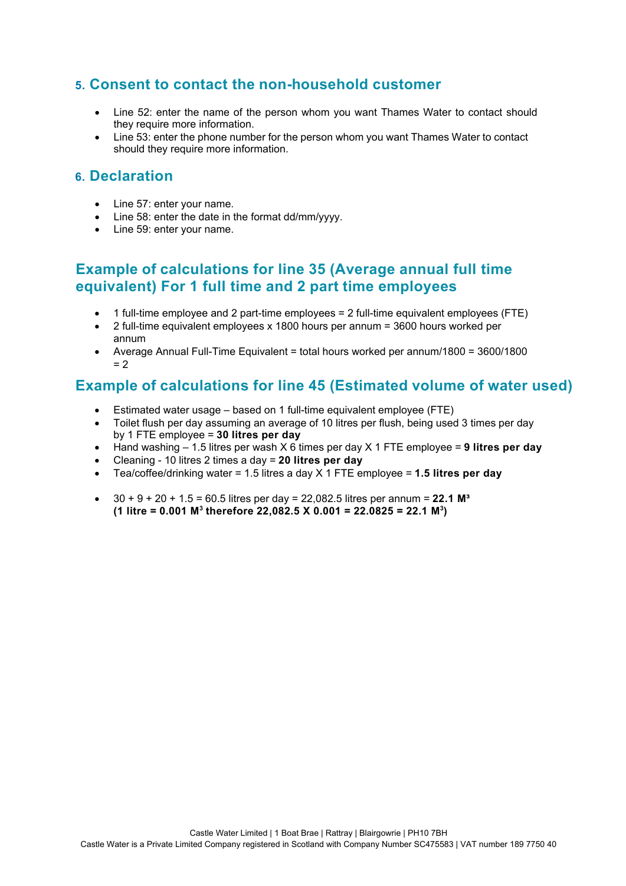## 5. Consent to contact the non-household customer

- Line 52: enter the name of the person whom you want Thames Water to contact should they require more information.
- Line 53: enter the phone number for the person whom you want Thames Water to contact should they require more information.

## 6. Declaration

- Line 57: enter your name.
- Line 58: enter the date in the format dd/mm/yyyy.
- Line 59: enter your name.

## Example of calculations for line 35 (Average annual full time equivalent) For 1 full time and 2 part time employees

- 1 full-time employee and 2 part-time employees = 2 full-time equivalent employees (FTE)
- 2 full-time equivalent employees x 1800 hours per annum = 3600 hours worked per annum
- Average Annual Full-Time Equivalent = total hours worked per annum/1800 = 3600/1800 = 2

## Example of calculations for line 45 (Estimated volume of water used)

- Estimated water usage – based on 1 full-time equivalent employee (FTE)
- Toilet flush per day assuming an average of 10 litres per flush, being used 3 times per day by 1 FTE employee = **30 litres per day**
- Hand washing – 1.5 litres per wash X 6 times per day X 1 FTE employee = **9 litres per day**
- Cleaning - 10 litres 2 times a day = **20 litres per day**
- Tea/coffee/drinking water = 1.5 litres a day X 1 FTE employee = **1.5 litres per day**

- 30 + 9 + 20 + 1.5 = 60.5 litres per day = 22,082.5 litres per annum = **22.1 M$^3$**
  **(1 litre = 0.001 M$^3$ therefore 22,082.5 X 0.001 = 22.0825 = 22.1 M$^3$)**

Castle Water Limited | 1 Boat Brae | Rattray | Blairgowrie | PH10 7BH
Castle Water is a Private Limited Company registered in Scotland with Company Number SC475583 | VAT number 189 7750 40